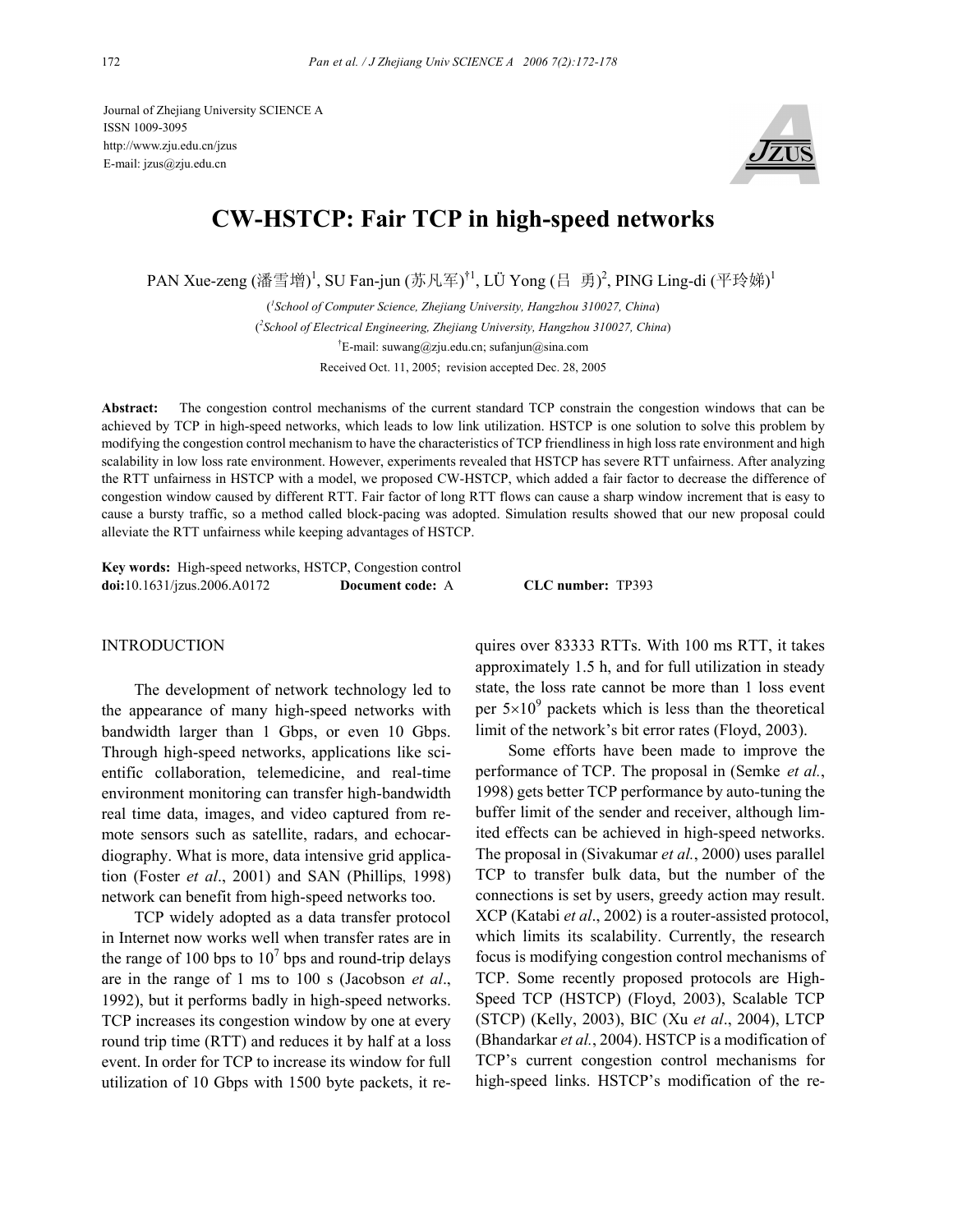Journal of Zhejiang University SCIENCE A
ISSN 1009-3095
http://www.zju.edu.cn/jzus
E-mail: jzus@zju.edu.cn

# CW-HSTCP: Fair TCP in high-speed networks

PAN Xue-zeng (潘雪增)[1], SU Fan-jun (苏凡军)[†1], LÜ Yong (吕 勇)[2], PING Ling-di (平玲娣)[1]

([1]*School of Computer Science, Zhejiang University, Hangzhou 310027, China*)
([2]*School of Electrical Engineering, Zhejiang University, Hangzhou 310027, China*)
[†]E-mail: suwang@zju.edu.cn; sufanjun@sina.com
Received Oct. 11, 2005; revision accepted Dec. 28, 2005

**Abstract:** The congestion control mechanisms of the current standard TCP constrain the congestion windows that can be achieved by TCP in high-speed networks, which leads to low link utilization. HSTCP is one solution to solve this problem by modifying the congestion control mechanism to have the characteristics of TCP friendliness in high loss rate environment and high scalability in low loss rate environment. However, experiments revealed that HSTCP has severe RTT unfairness. After analyzing the RTT unfairness in HSTCP with a model, we proposed CW-HSTCP, which added a fair factor to decrease the difference of congestion window caused by different RTT. Fair factor of long RTT flows can cause a sharp window increment that is easy to cause a bursty traffic, so a method called block-pacing was adopted. Simulation results showed that our new proposal could alleviate the RTT unfairness while keeping advantages of HSTCP.

**Key words:** High-speed networks, HSTCP, Congestion control
**doi:**10.1631/jzus.2006.A0172 **Document code:** A **CLC number:** TP393

## INTRODUCTION

The development of network technology led to the appearance of many high-speed networks with bandwidth larger than 1 Gbps, or even 10 Gbps. Through high-speed networks, applications like scientific collaboration, telemedicine, and real-time environment monitoring can transfer high-bandwidth real time data, images, and video captured from remote sensors such as satellite, radars, and echocardiography. What is more, data intensive grid application (Foster *et al*., 2001) and SAN (Phillips, 1998) network can benefit from high-speed networks too.

TCP widely adopted as a data transfer protocol in Internet now works well when transfer rates are in the range of 100 bps to $10^7$ bps and round-trip delays are in the range of 1 ms to 100 s (Jacobson *et al*., 1992), but it performs badly in high-speed networks. TCP increases its congestion window by one at every round trip time (RTT) and reduces it by half at a loss event. In order for TCP to increase its window for full utilization of 10 Gbps with 1500 byte packets, it requires over 83333 RTTs. With 100 ms RTT, it takes approximately 1.5 h, and for full utilization in steady state, the loss rate cannot be more than 1 loss event per $5\times10^9$ packets which is less than the theoretical limit of the network's bit error rates (Floyd, 2003).

Some efforts have been made to improve the performance of TCP. The proposal in (Semke *et al.*, 1998) gets better TCP performance by auto-tuning the buffer limit of the sender and receiver, although limited effects can be achieved in high-speed networks. The proposal in (Sivakumar *et al.*, 2000) uses parallel TCP to transfer bulk data, but the number of the connections is set by users, greedy action may result. XCP (Katabi *et al*., 2002) is a router-assisted protocol, which limits its scalability. Currently, the research focus is modifying congestion control mechanisms of TCP. Some recently proposed protocols are High-Speed TCP (HSTCP) (Floyd, 2003), Scalable TCP (STCP) (Kelly, 2003), BIC (Xu *et al*., 2004), LTCP (Bhandarkar *et al.*, 2004). HSTCP is a modification of TCP's current congestion control mechanisms for high-speed links. HSTCP's modification of the re-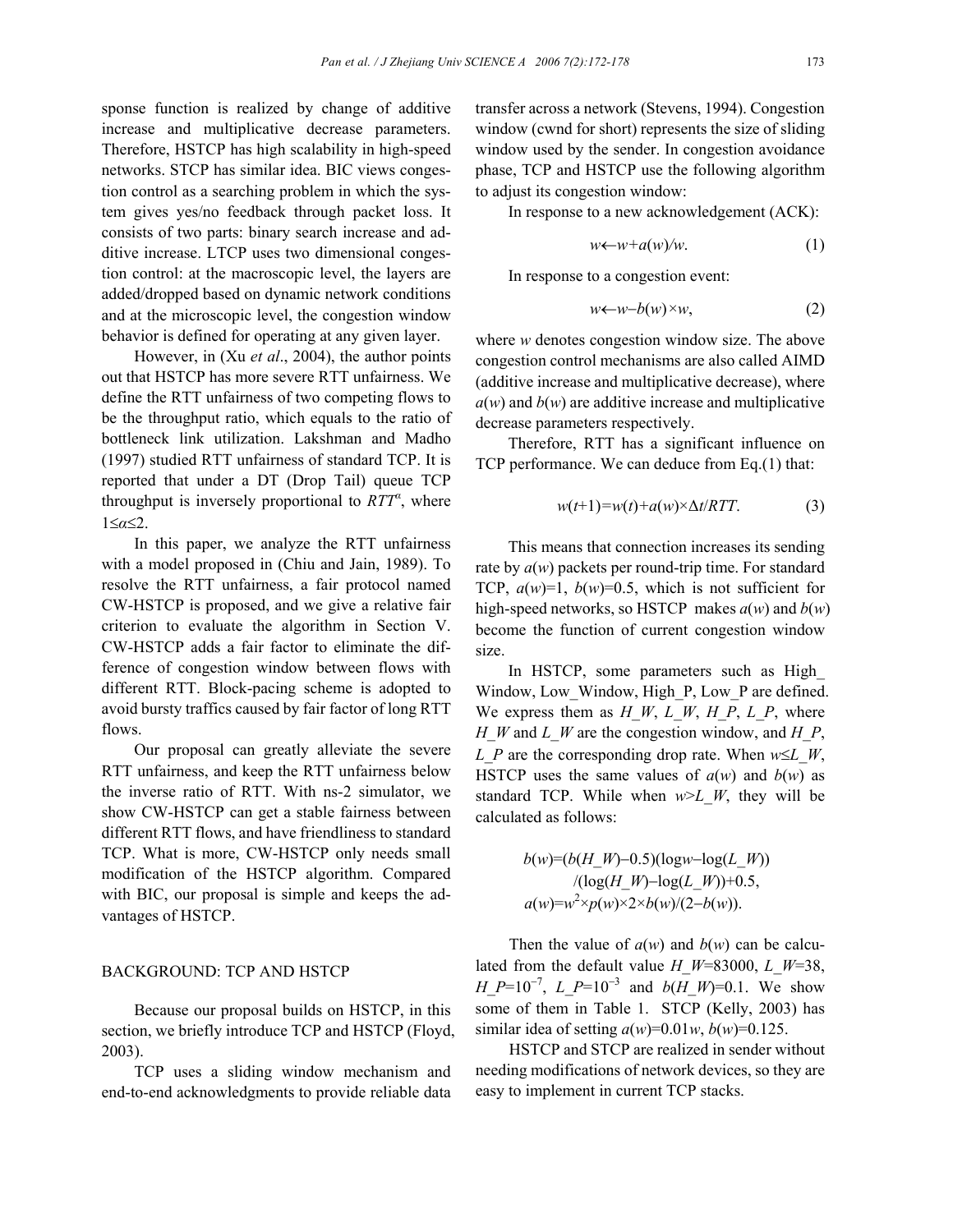sponse function is realized by change of additive increase and multiplicative decrease parameters. Therefore, HSTCP has high scalability in high-speed networks. STCP has similar idea. BIC views congestion control as a searching problem in which the system gives yes/no feedback through packet loss. It consists of two parts: binary search increase and additive increase. LTCP uses two dimensional congestion control: at the macroscopic level, the layers are added/dropped based on dynamic network conditions and at the microscopic level, the congestion window behavior is defined for operating at any given layer.

However, in (Xu *et al*., 2004), the author points out that HSTCP has more severe RTT unfairness. We define the RTT unfairness of two competing flows to be the throughput ratio, which equals to the ratio of bottleneck link utilization. Lakshman and Madho (1997) studied RTT unfairness of standard TCP. It is reported that under a DT (Drop Tail) queue TCP throughput is inversely proportional to $RTT^{\alpha}$, where $1\leq\alpha\leq2$.

In this paper, we analyze the RTT unfairness with a model proposed in (Chiu and Jain, 1989). To resolve the RTT unfairness, a fair protocol named CW-HSTCP is proposed, and we give a relative fair criterion to evaluate the algorithm in Section V. CW-HSTCP adds a fair factor to eliminate the difference of congestion window between flows with different RTT. Block-pacing scheme is adopted to avoid bursty traffics caused by fair factor of long RTT flows.

Our proposal can greatly alleviate the severe RTT unfairness, and keep the RTT unfairness below the inverse ratio of RTT. With ns-2 simulator, we show CW-HSTCP can get a stable fairness between different RTT flows, and have friendliness to standard TCP. What is more, CW-HSTCP only needs small modification of the HSTCP algorithm. Compared with BIC, our proposal is simple and keeps the advantages of HSTCP.

## BACKGROUND: TCP AND HSTCP

Because our proposal builds on HSTCP, in this section, we briefly introduce TCP and HSTCP (Floyd, 2003).

TCP uses a sliding window mechanism and end-to-end acknowledgments to provide reliable data transfer across a network (Stevens, 1994). Congestion window (cwnd for short) represents the size of sliding window used by the sender. In congestion avoidance phase, TCP and HSTCP use the following algorithm to adjust its congestion window:

In response to a new acknowledgement (ACK):

$$w \leftarrow w + a(w)/w. \tag{1}$$

In response to a congestion event:

$$w \leftarrow w - b(w) \times w, \tag{2}$$

where $w$ denotes congestion window size. The above congestion control mechanisms are also called AIMD (additive increase and multiplicative decrease), where $a(w)$ and $b(w)$ are additive increase and multiplicative decrease parameters respectively.

Therefore, RTT has a significant influence on TCP performance. We can deduce from Eq.(1) that:

$$w(t+1) = w(t) + a(w) \times \Delta t / RTT. \tag{3}$$

This means that connection increases its sending rate by $a(w)$ packets per round-trip time. For standard TCP, $a(w)=1$, $b(w)=0.5$, which is not sufficient for high-speed networks, so HSTCP makes $a(w)$ and $b(w)$ become the function of current congestion window size.

In HSTCP, some parameters such as High_Window, Low_Window, High_P, Low_P are defined. We express them as $H\_W$, $L\_W$, $H\_P$, $L\_P$, where $H\_W$ and $L\_W$ are the congestion window, and $H\_P$, $L\_P$ are the corresponding drop rate. When $w \leq L\_W$, HSTCP uses the same values of $a(w)$ and $b(w)$ as standard TCP. While when $w > L\_W$, they will be calculated as follows:

$$b(w) = (b(H\_W) - 0.5)(\log w - \log(L\_W)) / (\log(H\_W) - \log(L\_W)) + 0.5,$$

$$a(w) = w^2 \times p(w) \times 2 \times b(w) / (2 - b(w)).$$

Then the value of $a(w)$ and $b(w)$ can be calculated from the default value $H\_W=83000$, $L\_W=38$, $H\_P=10^{-7}$, $L\_P=10^{-3}$ and $b(H\_W)=0.1$. We show some of them in Table 1. STCP (Kelly, 2003) has similar idea of setting $a(w)=0.01w$, $b(w)=0.125$.

HSTCP and STCP are realized in sender without needing modifications of network devices, so they are easy to implement in current TCP stacks.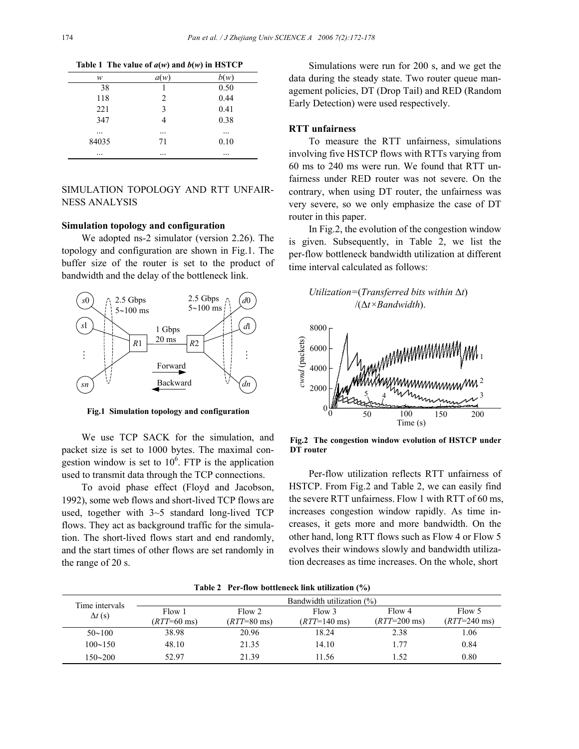**Table 1 The value of $a(w)$ and $b(w)$ in HSTCP**

| $w$ | $a(w)$ | $b(w)$ |
|---|---|---|
| 38 | 1 | 0.50 |
| 118 | 2 | 0.44 |
| 221 | 3 | 0.41 |
| 347 | 4 | 0.38 |
| ... | ... | ... |
| 84035 | 71 | 0.10 |
| ... | ... | ... |

## SIMULATION TOPOLOGY AND RTT UNFAIRNESS ANALYSIS

### Simulation topology and configuration

We adopted ns-2 simulator (version 2.26). The topology and configuration are shown in Fig.1. The buffer size of the router is set to the product of bandwidth and the delay of the bottleneck link.

s0
s1
⋮
sn
2.5 Gbps
5~100 ms
R1
1 Gbps
20 ms
R2
Forward
Backward
2.5 Gbps
5~100 ms
d0
d1
⋮
dn

**Fig.1 Simulation topology and configuration**

We use TCP SACK for the simulation, and packet size is set to 1000 bytes. The maximal congestion window is set to $10^6$. FTP is the application used to transmit data through the TCP connections.

To avoid phase effect (Floyd and Jacobson, 1992), some web flows and short-lived TCP flows are used, together with 3~5 standard long-lived TCP flows. They act as background traffic for the simulation. The short-lived flows start and end randomly, and the start times of other flows are set randomly in the range of 20 s.

Simulations were run for 200 s, and we get the data during the steady state. Two router queue management policies, DT (Drop Tail) and RED (Random Early Detection) were used respectively.

### RTT unfairness

To measure the RTT unfairness, simulations involving five HSTCP flows with RTTs varying from 60 ms to 240 ms were run. We found that RTT unfairness under RED router was not severe. On the contrary, when using DT router, the unfairness was very severe, so we only emphasize the case of DT router in this paper.

In Fig.2, the evolution of the congestion window is given. Subsequently, in Table 2, we list the per-flow bottleneck bandwidth utilization at different time interval calculated as follows:

$$Utilization=(Transferred\ bits\ within\ \Delta t)/(\Delta t\times Bandwidth).$$

8000
6000
4000
2000
0
cwnd (packets)
0
50
100
150
200
Time (s)
1
2
3
4
5

**Fig.2 The congestion window evolution of HSTCP under DT router**

Per-flow utilization reflects RTT unfairness of HSTCP. From Fig.2 and Table 2, we can easily find the severe RTT unfairness. Flow 1 with RTT of 60 ms, increases congestion window rapidly. As time increases, it gets more and more bandwidth. On the other hand, long RTT flows such as Flow 4 or Flow 5 evolves their windows slowly and bandwidth utilization decreases as time increases. On the whole, short

**Table 2 Per-flow bottleneck link utilization (%)**

| Time intervals $\Delta t$ (s) | Bandwidth utilization (%) | | | | |
|---|---|---|---|---|---|
| | Flow 1 ($RTT$=60 ms) | Flow 2 ($RTT$=80 ms) | Flow 3 ($RTT$=140 ms) | Flow 4 ($RTT$=200 ms) | Flow 5 ($RTT$=240 ms) |
| 50~100 | 38.98 | 20.96 | 18.24 | 2.38 | 1.06 |
| 100~150 | 48.10 | 21.35 | 14.10 | 1.77 | 0.84 |
| 150~200 | 52.97 | 21.39 | 11.56 | 1.52 | 0.80 |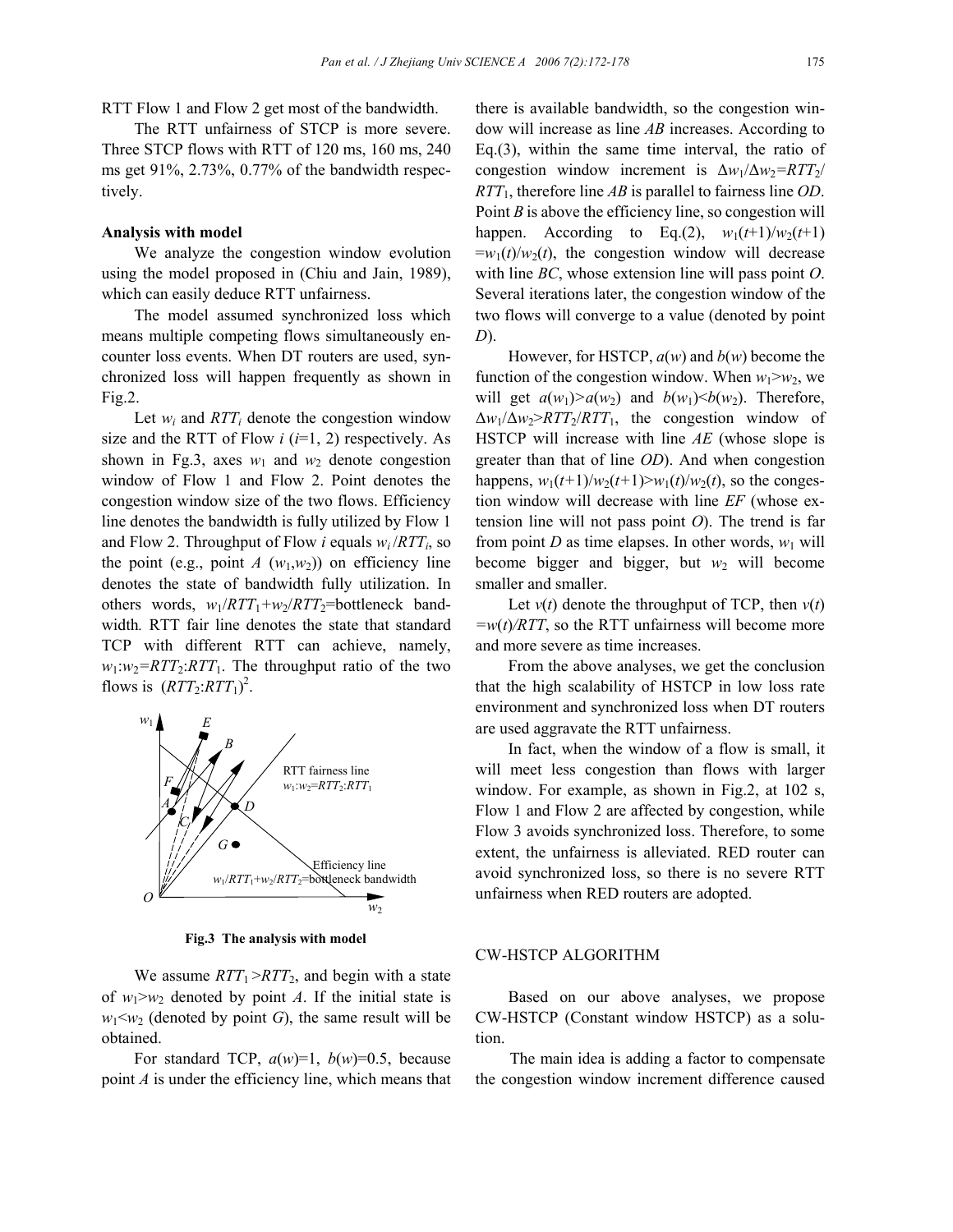RTT Flow 1 and Flow 2 get most of the bandwidth.

The RTT unfairness of STCP is more severe. Three STCP flows with RTT of 120 ms, 160 ms, 240 ms get 91%, 2.73%, 0.77% of the bandwidth respectively.

**Analysis with model**

We analyze the congestion window evolution using the model proposed in (Chiu and Jain, 1989), which can easily deduce RTT unfairness.

The model assumed synchronized loss which means multiple competing flows simultaneously encounter loss events. When DT routers are used, synchronized loss will happen frequently as shown in Fig.2.

Let $w_i$ and $RTT_i$ denote the congestion window size and the RTT of Flow $i$ ($i$=1, 2) respectively. As shown in Fg.3, axes $w_1$ and $w_2$ denote congestion window of Flow 1 and Flow 2. Point denotes the congestion window size of the two flows. Efficiency line denotes the bandwidth is fully utilized by Flow 1 and Flow 2. Throughput of Flow $i$ equals $w_i/RTT_i$, so the point (e.g., point $A$ $(w_1,w_2)$) on efficiency line denotes the state of bandwidth fully utilization. In others words, $w_1/RTT_1+w_2/RTT_2$=bottleneck bandwidth. RTT fair line denotes the state that standard TCP with different RTT can achieve, namely, $w_1:w_2=RTT_2:RTT_1$. The throughput ratio of the two flows is $(RTT_2:RTT_1)^2$.

$w_1$
E
B
F
A
C
D
G
RTT fairness line
$w_1:w_2=RTT_2:RTT_1$
Efficiency line
$w_1/RTT_1+w_2/RTT_2$=bottleneck bandwidth
O
$w_2$

**Fig.3 The analysis with model**

We assume $RTT_1>RTT_2$, and begin with a state of $w_1>w_2$ denoted by point $A$. If the initial state is $w_1<w_2$ (denoted by point $G$), the same result will be obtained.

For standard TCP, $a(w)$=1, $b(w)$=0.5, because point $A$ is under the efficiency line, which means that there is available bandwidth, so the congestion window will increase as line $AB$ increases. According to Eq.(3), within the same time interval, the ratio of congestion window increment is $\Delta w_1/\Delta w_2=RTT_2/RTT_1$, therefore line $AB$ is parallel to fairness line $OD$. Point $B$ is above the efficiency line, so congestion will happen. According to Eq.(2), $w_1(t+1)/w_2(t+1)=w_1(t)/w_2(t)$, the congestion window will decrease with line $BC$, whose extension line will pass point $O$. Several iterations later, the congestion window of the two flows will converge to a value (denoted by point $D$).

However, for HSTCP, $a(w)$ and $b(w)$ become the function of the congestion window. When $w_1>w_2$, we will get $a(w_1)>a(w_2)$ and $b(w_1)<b(w_2)$. Therefore, $\Delta w_1/\Delta w_2>RTT_2/RTT_1$, the congestion window of HSTCP will increase with line $AE$ (whose slope is greater than that of line $OD$). And when congestion happens, $w_1(t+1)/w_2(t+1)>w_1(t)/w_2(t)$, so the congestion window will decrease with line $EF$ (whose extension line will not pass point $O$). The trend is far from point $D$ as time elapses. In other words, $w_1$ will become bigger and bigger, but $w_2$ will become smaller and smaller.

Let $v(t)$ denote the throughput of TCP, then $v(t)=w(t)/RTT$, so the RTT unfairness will become more and more severe as time increases.

From the above analyses, we get the conclusion that the high scalability of HSTCP in low loss rate environment and synchronized loss when DT routers are used aggravate the RTT unfairness.

In fact, when the window of a flow is small, it will meet less congestion than flows with larger window. For example, as shown in Fig.2, at 102 s, Flow 1 and Flow 2 are affected by congestion, while Flow 3 avoids synchronized loss. Therefore, to some extent, the unfairness is alleviated. RED router can avoid synchronized loss, so there is no severe RTT unfairness when RED routers are adopted.

## CW-HSTCP ALGORITHM

Based on our above analyses, we propose CW-HSTCP (Constant window HSTCP) as a solution.

The main idea is adding a factor to compensate the congestion window increment difference caused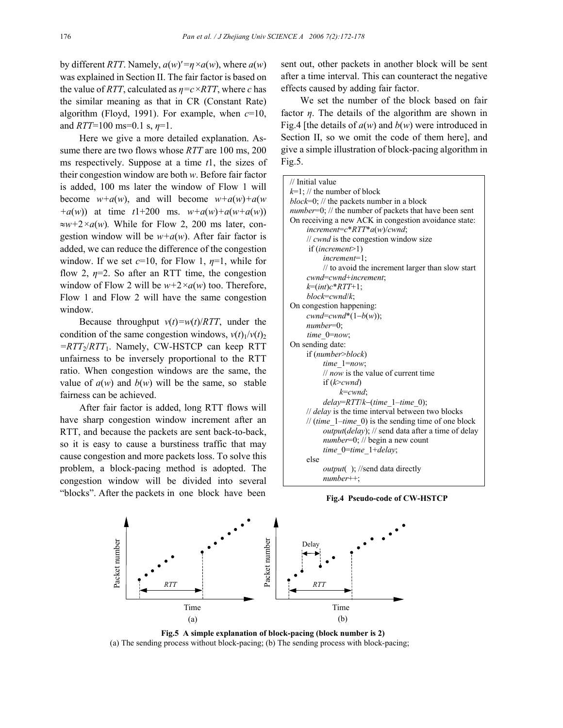by different $RTT$. Namely, $a(w)'=\eta\times a(w)$, where $a(w)$ was explained in Section II. The fair factor is based on the value of $RTT$, calculated as $\eta=c\times RTT$, where $c$ has the similar meaning as that in CR (Constant Rate) algorithm (Floyd, 1991). For example, when $c$=10, and $RTT$=100 ms=0.1 s, $\eta$=1.

Here we give a more detailed explanation. Assume there are two flows whose $RTT$ are 100 ms, 200 ms respectively. Suppose at a time $t1$, the sizes of their congestion window are both $w$. Before fair factor is added, 100 ms later the window of Flow 1 will become $w+a(w)$, and will become $w+a(w)+a(w+a(w))$ at time $t1$+200 ms. $w+a(w)+a(w+a(w)) \approx w+2\times a(w)$. While for Flow 2, 200 ms later, congestion window will be $w+a(w)$. After fair factor is added, we can reduce the difference of the congestion window. If we set $c$=10, for Flow 1, $\eta$=1, while for flow 2, $\eta$=2. So after an RTT time, the congestion window of Flow 2 will be $w+2\times a(w)$ too. Therefore, Flow 1 and Flow 2 will have the same congestion window.

Because throughput $v(t)=w(t)/RTT$, under the condition of the same congestion windows, $v(t)_1/v(t)_2 = RTT_2/RTT_1$. Namely, CW-HSTCP can keep RTT unfairness to be inversely proportional to the RTT ratio. When congestion windows are the same, the value of $a(w)$ and $b(w)$ will be the same, so stable fairness can be achieved.

After fair factor is added, long RTT flows will have sharp congestion window increment after an RTT, and because the packets are sent back-to-back, so it is easy to cause a burstiness traffic that may cause congestion and more packets loss. To solve this problem, a block-pacing method is adopted. The congestion window will be divided into several "blocks". After the packets in one block have been sent out, other packets in another block will be sent after a time interval. This can counteract the negative effects caused by adding fair factor.

We set the number of the block based on fair factor $\eta$. The details of the algorithm are shown in Fig.4 [the details of $a(w)$ and $b(w)$ were introduced in Section II, so we omit the code of them here], and give a simple illustration of block-pacing algorithm in Fig.5.

```
// Initial value
k=1; // the number of block
block=0; // the packets number in a block
number=0; // the number of packets that have been sent
On receiving a new ACK in congestion avoidance state:
    increment=c*RTT*a(w)/cwnd;
    // cwnd is the congestion window size
    if (increment>1)
        increment=1;
        // to avoid the increment larger than slow start
    cwnd=cwnd+increment;
    k=(int)c*RTT+1;
    block=cwnd/k;
On congestion happening:
    cwnd=cwnd*(1−b(w));
    number=0;
    time_0=now;
On sending date:
    if (number>block)
        time_1=now;
        // now is the value of current time
        if (k>cwnd)
            k=cwnd;
        delay=RTT/k−(time_1−time_0);
    // delay is the time interval between two blocks
    // (time_1−time_0) is the sending time of one block
        output(delay); // send data after a time of delay
        number=0; // begin a new count
        time_0=time_1+delay;
    else
        output( ); //send data directly
        number++;
```

**Fig.4 Pseudo-code of CW-HSTCP**

Packet number
RTT
Time
(a)

Packet number
Delay
RTT
Time
(b)

**Fig.5 A simple explanation of block-pacing (block number is 2)**
(a) The sending process without block-pacing; (b) The sending process with block-pacing;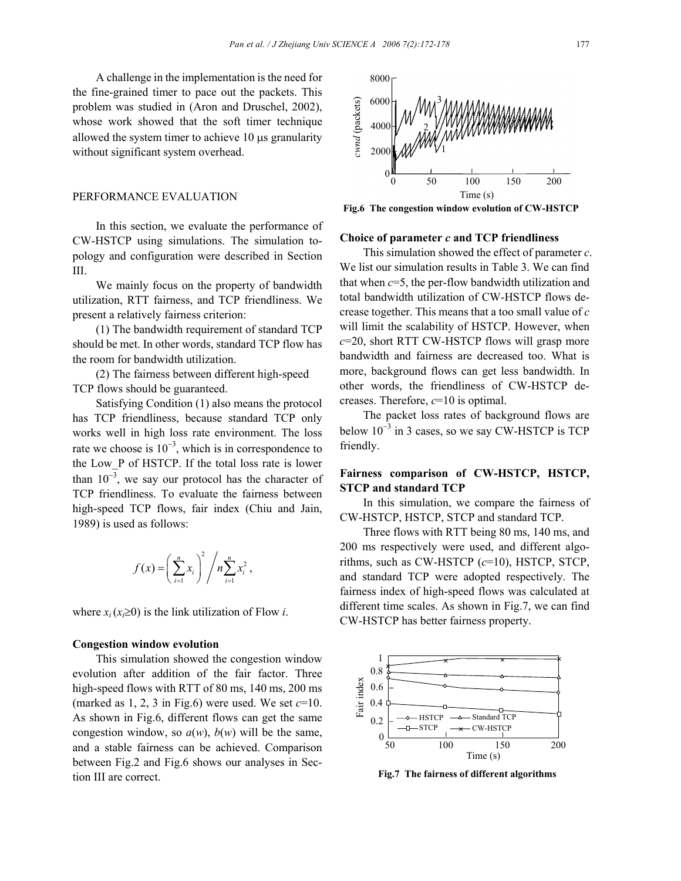A challenge in the implementation is the need for the fine-grained timer to pace out the packets. This problem was studied in (Aron and Druschel, 2002), whose work showed that the soft timer technique allowed the system timer to achieve 10 μs granularity without significant system overhead.

## PERFORMANCE EVALUATION

In this section, we evaluate the performance of CW-HSTCP using simulations. The simulation topology and configuration were described in Section III.

We mainly focus on the property of bandwidth utilization, RTT fairness, and TCP friendliness. We present a relatively fairness criterion:

(1) The bandwidth requirement of standard TCP should be met. In other words, standard TCP flow has the room for bandwidth utilization.

(2) The fairness between different high-speed TCP flows should be guaranteed.

Satisfying Condition (1) also means the protocol has TCP friendliness, because standard TCP only works well in high loss rate environment. The loss rate we choose is $10^{-3}$, which is in correspondence to the Low_P of HSTCP. If the total loss rate is lower than $10^{-3}$, we say our protocol has the character of TCP friendliness. To evaluate the fairness between high-speed TCP flows, fair index (Chiu and Jain, 1989) is used as follows:

$$f(x) = \left(\sum_{i=1}^{n} x_i\right)^2 \Bigg/ n\sum_{i=1}^{n} x_i^2 ,$$

where $x_i$ ($x_i \geq 0$) is the link utilization of Flow $i$.

### Congestion window evolution

This simulation showed the congestion window evolution after addition of the fair factor. Three high-speed flows with RTT of 80 ms, 140 ms, 200 ms (marked as 1, 2, 3 in Fig.6) were used. We set $c$=10. As shown in Fig.6, different flows can get the same congestion window, so $a(w)$, $b(w)$ will be the same, and a stable fairness can be achieved. Comparison between Fig.2 and Fig.6 shows our analyses in Section III are correct.

8000
6000
4000
2000
0
*cwnd* (packets)
3
2
1
0 50 100 150 200
Time (s)

**Fig.6 The congestion window evolution of CW-HSTCP**

### Choice of parameter *c* and TCP friendliness

This simulation showed the effect of parameter $c$. We list our simulation results in Table 3. We can find that when $c$=5, the per-flow bandwidth utilization and total bandwidth utilization of CW-HSTCP flows decrease together. This means that a too small value of $c$ will limit the scalability of HSTCP. However, when $c$=20, short RTT CW-HSTCP flows will grasp more bandwidth and fairness are decreased too. What is more, background flows can get less bandwidth. In other words, the friendliness of CW-HSTCP decreases. Therefore, $c$=10 is optimal.

The packet loss rates of background flows are below $10^{-3}$ in 3 cases, so we say CW-HSTCP is TCP friendly.

### Fairness comparison of CW-HSTCP, HSTCP, STCP and standard TCP

In this simulation, we compare the fairness of CW-HSTCP, HSTCP, STCP and standard TCP.

Three flows with RTT being 80 ms, 140 ms, and 200 ms respectively were used, and different algorithms, such as CW-HSTCP ($c$=10), HSTCP, STCP, and standard TCP were adopted respectively. The fairness index of high-speed flows was calculated at different time scales. As shown in Fig.7, we can find CW-HSTCP has better fairness property.

1
0.8
0.6
0.4
0.2
0
Fair index
HSTCP
Standard TCP
STCP
CW-HSTCP
50 100 150 200
Time (s)

**Fig.7 The fairness of different algorithms**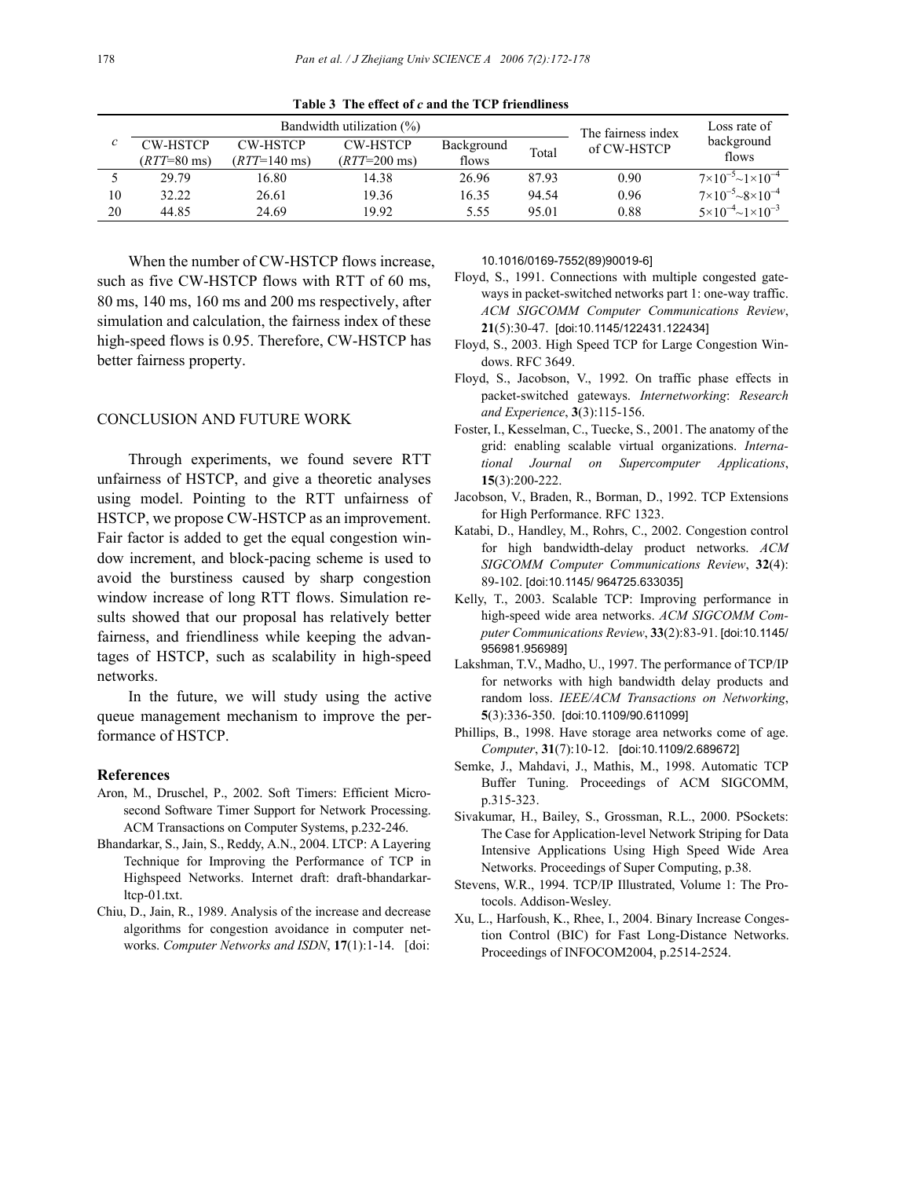**Table 3 The effect of *c* and the TCP friendliness**

| *c* | Bandwidth utilization (%) | | | | | The fairness index of CW-HSTCP | Loss rate of background flows |
|---|---|---|---|---|---|---|---|
| | CW-HSTCP ($RTT$=80 ms) | CW-HSTCP ($RTT$=140 ms) | CW-HSTCP ($RTT$=200 ms) | Background flows | Total | | |
| 5 | 29.79 | 16.80 | 14.38 | 26.96 | 87.93 | 0.90 | $7\times10^{-5}$~$1\times10^{-4}$ |
| 10 | 32.22 | 26.61 | 19.36 | 16.35 | 94.54 | 0.96 | $7\times10^{-5}$~$8\times10^{-4}$ |
| 20 | 44.85 | 24.69 | 19.92 | 5.55 | 95.01 | 0.88 | $5\times10^{-4}$~$1\times10^{-3}$ |

When the number of CW-HSTCP flows increase, such as five CW-HSTCP flows with RTT of 60 ms, 80 ms, 140 ms, 160 ms and 200 ms respectively, after simulation and calculation, the fairness index of these high-speed flows is 0.95. Therefore, CW-HSTCP has better fairness property.

## CONCLUSION AND FUTURE WORK

Through experiments, we found severe RTT unfairness of HSTCP, and give a theoretic analyses using model. Pointing to the RTT unfairness of HSTCP, we propose CW-HSTCP as an improvement. Fair factor is added to get the equal congestion window increment, and block-pacing scheme is used to avoid the burstiness caused by sharp congestion window increase of long RTT flows. Simulation results showed that our proposal has relatively better fairness, and friendliness while keeping the advantages of HSTCP, such as scalability in high-speed networks.

In the future, we will study using the active queue management mechanism to improve the performance of HSTCP.

### References

Aron, M., Druschel, P., 2002. Soft Timers: Efficient Microsecond Software Timer Support for Network Processing. ACM Transactions on Computer Systems, p.232-246.

Bhandarkar, S., Jain, S., Reddy, A.N., 2004. LTCP: A Layering Technique for Improving the Performance of TCP in Highspeed Networks. Internet draft: draft-bhandarkar-ltcp-01.txt.

Chiu, D., Jain, R., 1989. Analysis of the increase and decrease algorithms for congestion avoidance in computer networks. *Computer Networks and ISDN*, **17**(1):1-14. [doi: 10.1016/0169-7552(89)90019-6]

Floyd, S., 1991. Connections with multiple congested gateways in packet-switched networks part 1: one-way traffic. *ACM SIGCOMM Computer Communications Review*, **21**(5):30-47. [doi:10.1145/122431.122434]

Floyd, S., 2003. High Speed TCP for Large Congestion Windows. RFC 3649.

Floyd, S., Jacobson, V., 1992. On traffic phase effects in packet-switched gateways. *Internetworking*: *Research and Experience*, **3**(3):115-156.

Foster, I., Kesselman, C., Tuecke, S., 2001. The anatomy of the grid: enabling scalable virtual organizations. *International Journal on Supercomputer Applications*, **15**(3):200-222.

Jacobson, V., Braden, R., Borman, D., 1992. TCP Extensions for High Performance. RFC 1323.

Katabi, D., Handley, M., Rohrs, C., 2002. Congestion control for high bandwidth-delay product networks. *ACM SIGCOMM Computer Communications Review*, **32**(4): 89-102. [doi:10.1145/ 964725.633035]

Kelly, T., 2003. Scalable TCP: Improving performance in high-speed wide area networks. *ACM SIGCOMM Computer Communications Review*, **33**(2):83-91. [doi:10.1145/ 956981.956989]

Lakshman, T.V., Madho, U., 1997. The performance of TCP/IP for networks with high bandwidth delay products and random loss. *IEEE/ACM Transactions on Networking*, **5**(3):336-350. [doi:10.1109/90.611099]

Phillips, B., 1998. Have storage area networks come of age. *Computer*, **31**(7):10-12. [doi:10.1109/2.689672]

Semke, J., Mahdavi, J., Mathis, M., 1998. Automatic TCP Buffer Tuning. Proceedings of ACM SIGCOMM, p.315-323.

Sivakumar, H., Bailey, S., Grossman, R.L., 2000. PSockets: The Case for Application-level Network Striping for Data Intensive Applications Using High Speed Wide Area Networks. Proceedings of Super Computing, p.38.

Stevens, W.R., 1994. TCP/IP Illustrated, Volume 1: The Protocols. Addison-Wesley.

Xu, L., Harfoush, K., Rhee, I., 2004. Binary Increase Congestion Control (BIC) for Fast Long-Distance Networks. Proceedings of INFOCOM2004, p.2514-2524.